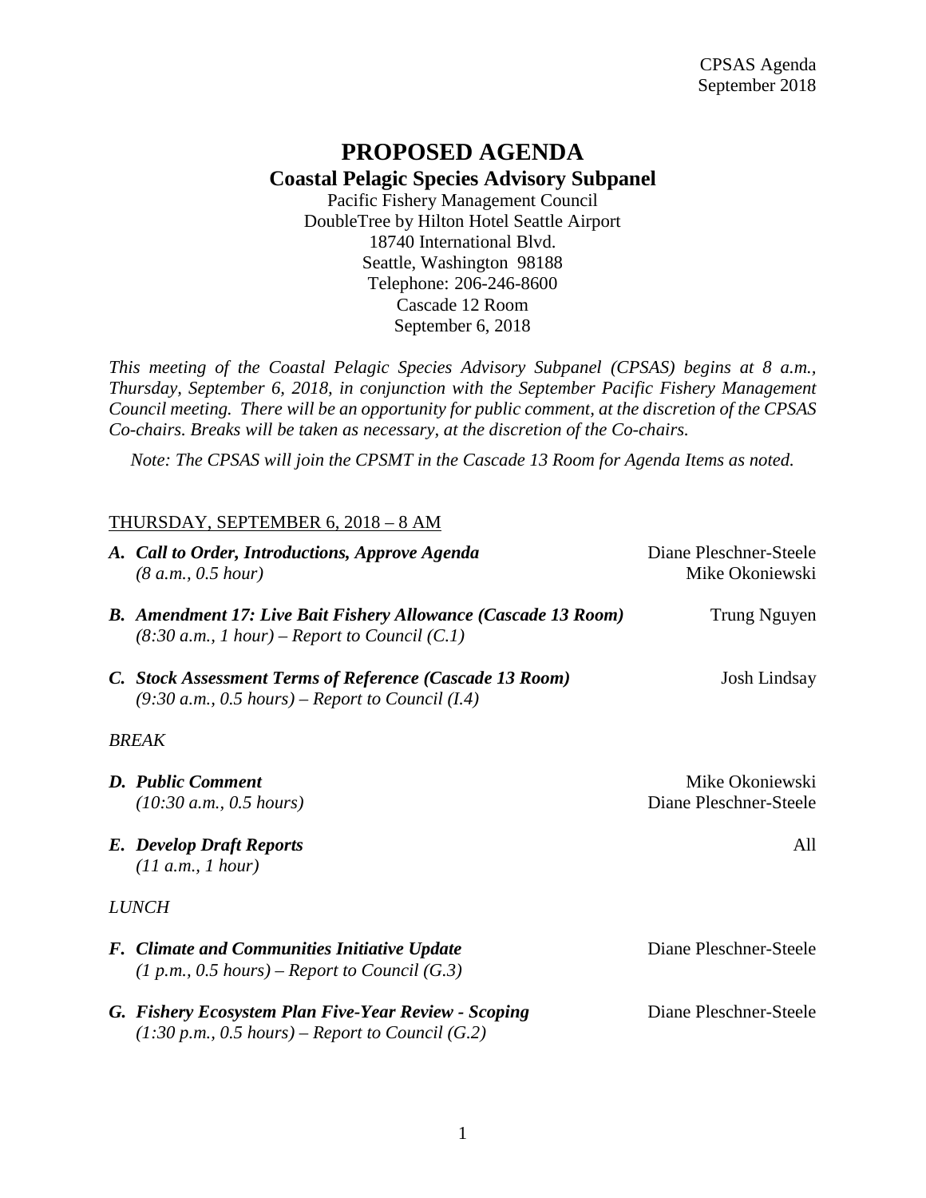# PROPOSED AGENDA

## Coastal Pelagic Species Advisory Subpanel

Pacific Fishery Management Council
DoubleTree by Hilton Hotel Seattle Airport
18740 International Blvd.
Seattle, Washington 98188
Telephone: 206-246-8600
Cascade 12 Room
September 6, 2018

*This meeting of the Coastal Pelagic Species Advisory Subpanel (CPSAS) begins at 8 a.m., Thursday, September 6, 2018, in conjunction with the September Pacific Fishery Management Council meeting. There will be an opportunity for public comment, at the discretion of the CPSAS Co-chairs. Breaks will be taken as necessary, at the discretion of the Co-chairs.*

*Note: The CPSAS will join the CPSMT in the Cascade 13 Room for Agenda Items as noted.*

THURSDAY, SEPTEMBER 6, 2018 – 8 AM

***A. Call to Order, Introductions, Approve Agenda*** — Diane Pleschner-Steele, Mike Okoniewski
*(8 a.m., 0.5 hour)*

***B. Amendment 17: Live Bait Fishery Allowance (Cascade 13 Room)*** — Trung Nguyen
*(8:30 a.m., 1 hour) – Report to Council (C.1)*

***C. Stock Assessment Terms of Reference (Cascade 13 Room)*** — Josh Lindsay
*(9:30 a.m., 0.5 hours) – Report to Council (I.4)*

*BREAK*

***D. Public Comment*** — Mike Okoniewski, Diane Pleschner-Steele
*(10:30 a.m., 0.5 hours)*

***E. Develop Draft Reports*** — All
*(11 a.m., 1 hour)*

*LUNCH*

***F. Climate and Communities Initiative Update*** — Diane Pleschner-Steele
*(1 p.m., 0.5 hours) – Report to Council (G.3)*

***G. Fishery Ecosystem Plan Five-Year Review - Scoping*** — Diane Pleschner-Steele
*(1:30 p.m., 0.5 hours) – Report to Council (G.2)*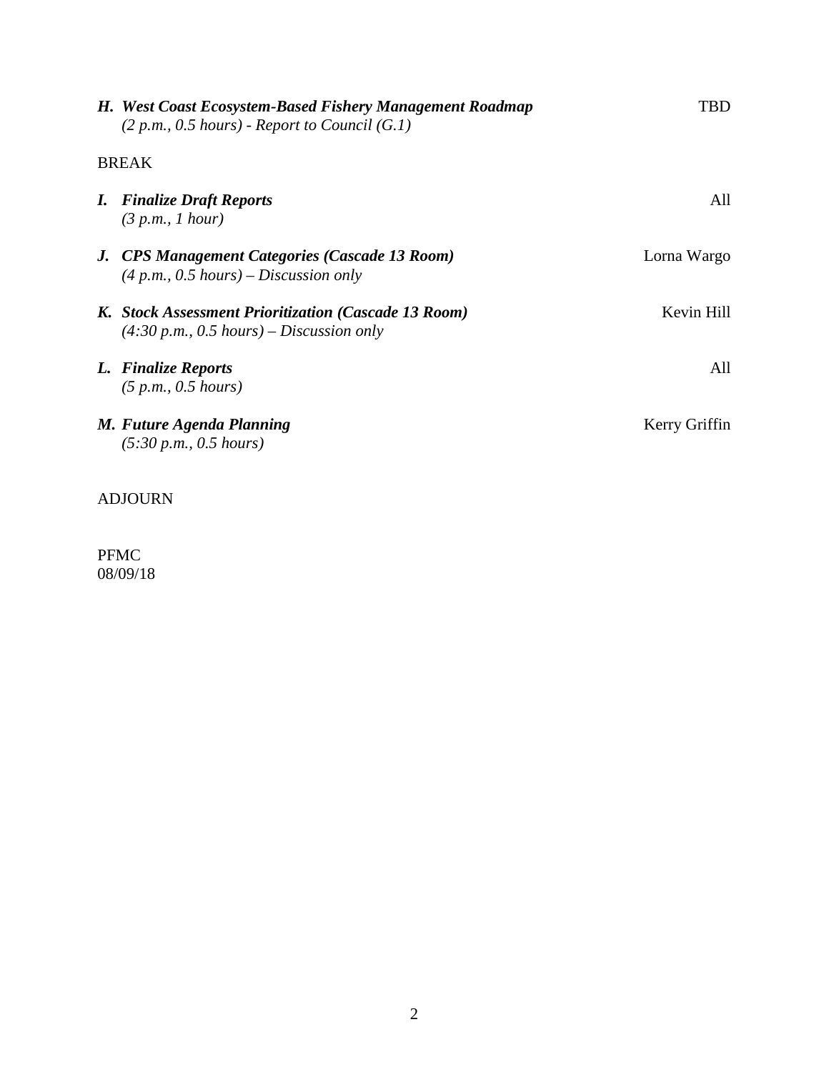***H. West Coast Ecosystem-Based Fishery Management Roadmap*** TBD
*(2 p.m., 0.5 hours) - Report to Council (G.1)*

BREAK

***I. Finalize Draft Reports*** All
*(3 p.m., 1 hour)*

***J. CPS Management Categories (Cascade 13 Room)*** Lorna Wargo
*(4 p.m., 0.5 hours) – Discussion only*

***K. Stock Assessment Prioritization (Cascade 13 Room)*** Kevin Hill
*(4:30 p.m., 0.5 hours) – Discussion only*

***L. Finalize Reports*** All
*(5 p.m., 0.5 hours)*

***M. Future Agenda Planning*** Kerry Griffin
*(5:30 p.m., 0.5 hours)*

ADJOURN

PFMC
08/09/18